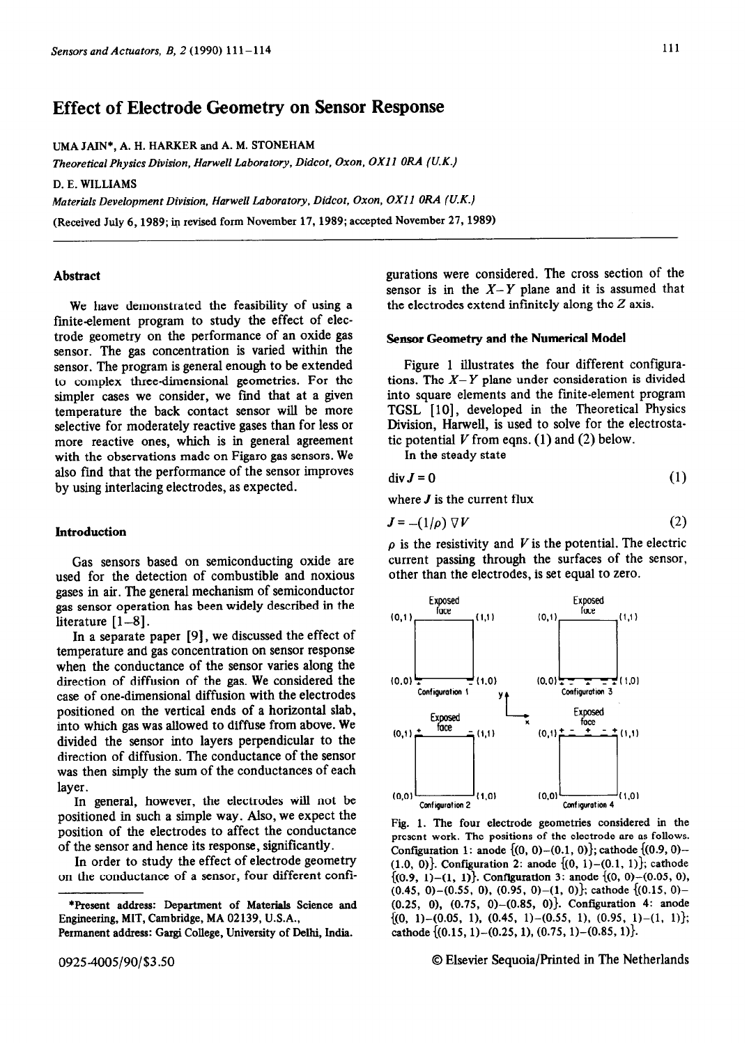# Effect of Electrode Geometry on Sensor Response

UMA JAIN*, A. H. HARKER and A. M. STONEHAM

*Theoretical Physics Division, Harwell Laboratory, Didcot, Oxon, OX11 0RA (U.K.)*

D. E. WILLIAMS

*Materials Development Division, Harwell Laboratory, Didcot, Oxon, OX11 0RA (U.K.)*

(Received July 6, 1989; in revised form November 17, 1989; accepted November 27, 1989)

## Abstract

We have demonstrated the feasibility of using a finite-element program to study the effect of electrode geometry on the performance of an oxide gas sensor. The gas concentration is varied within the sensor. The program is general enough to be extended to complex three-dimensional geometries. For the simpler cases we consider, we find that at a given temperature the back contact sensor will be more selective for moderately reactive gases than for less or more reactive ones, which is in general agreement with the observations made on Figaro gas sensors. We also find that the performance of the sensor improves by using interlacing electrodes, as expected.

## Introduction

Gas sensors based on semiconducting oxide are used for the detection of combustible and noxious gases in air. The general mechanism of semiconductor gas sensor operation has been widely described in the literature [1–8].

In a separate paper [9], we discussed the effect of temperature and gas concentration on sensor response when the conductance of the sensor varies along the direction of diffusion of the gas. We considered the case of one-dimensional diffusion with the electrodes positioned on the vertical ends of a horizontal slab, into which gas was allowed to diffuse from above. We divided the sensor into layers perpendicular to the direction of diffusion. The conductance of the sensor was then simply the sum of the conductances of each layer.

In general, however, the electrodes will not be positioned in such a simple way. Also, we expect the position of the electrodes to affect the conductance of the sensor and hence its response, significantly.

In order to study the effect of electrode geometry on the conductance of a sensor, four different configurations were considered. The cross section of the sensor is in the $X$–$Y$ plane and it is assumed that the electrodes extend infinitely along the $Z$ axis.

## Sensor Geometry and the Numerical Model

Figure 1 illustrates the four different configurations. The $X$–$Y$ plane under consideration is divided into square elements and the finite-element program TGSL [10], developed in the Theoretical Physics Division, Harwell, is used to solve for the electrostatic potential $V$ from eqns. (1) and (2) below.

In the steady state

$$\operatorname{div} J = 0 \tag{1}$$

where $J$ is the current flux

$$J = -(1/\rho)\,\nabla V \tag{2}$$

$\rho$ is the resistivity and $V$ is the potential. The electric current passing through the surfaces of the sensor, other than the electrodes, is set equal to zero.

Fig. 1. The four electrode geometries considered in the present work. The positions of the electrode are as follows. Configuration 1: anode {(0, 0)–(0.1, 0)}; cathode {(0.9, 0)–(1.0, 0)}. Configuration 2: anode {(0, 1)–(0.1, 1)}; cathode {(0.9, 1)–(1, 1)}. Configuration 3: anode {(0, 0)–(0.05, 0), (0.45, 0)–(0.55, 0), (0.95, 0)–(1, 0)}; cathode {(0.15, 0)–(0.25, 0), (0.75, 0)–(0.85, 0)}. Configuration 4: anode {(0, 1)–(0.05, 1), (0.45, 1)–(0.55, 1), (0.95, 1)–(1, 1)}; cathode {(0.15, 1)–(0.25, 1), (0.75, 1)–(0.85, 1)}.

---

*Present address: Department of Materials Science and Engineering, MIT, Cambridge, MA 02139, U.S.A.

Permanent address: Gargi College, University of Delhi, India.

0925-4005/90/$3.50 © Elsevier Sequoia/Printed in The Netherlands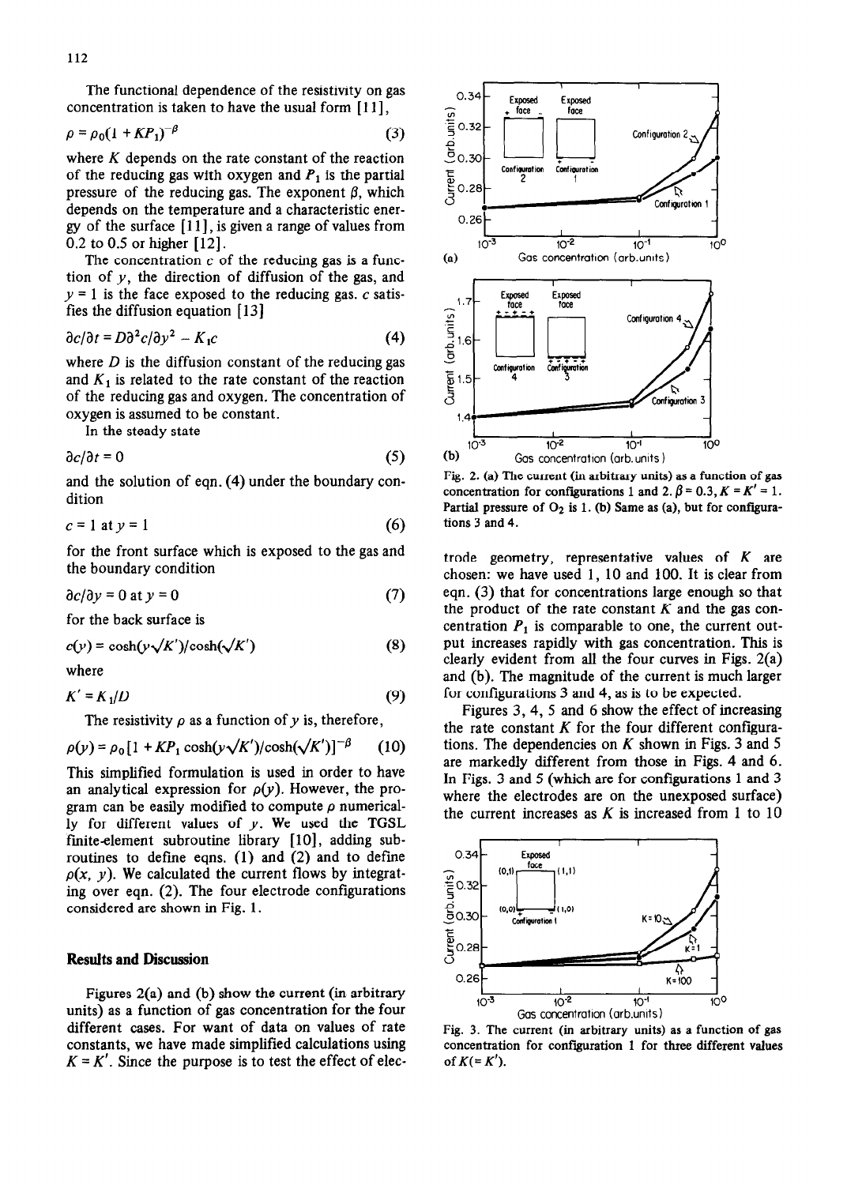The functional dependence of the resistivity on gas concentration is taken to have the usual form [11],

$$\rho = \rho_0(1 + KP_1)^{-\beta} \tag{3}$$

where $K$ depends on the rate constant of the reaction of the reducing gas with oxygen and $P_1$ is the partial pressure of the reducing gas. The exponent $\beta$, which depends on the temperature and a characteristic energy of the surface [11], is given a range of values from 0.2 to 0.5 or higher [12].

The concentration $c$ of the reducing gas is a function of $y$, the direction of diffusion of the gas, and $y = 1$ is the face exposed to the reducing gas. $c$ satisfies the diffusion equation [13]

$$\partial c/\partial t = D\partial^2 c/\partial y^2 - K_1 c \tag{4}$$

where $D$ is the diffusion constant of the reducing gas and $K_1$ is related to the rate constant of the reaction of the reducing gas and oxygen. The concentration of oxygen is assumed to be constant.

In the steady state

$$\partial c/\partial t = 0 \tag{5}$$

and the solution of eqn. (4) under the boundary condition

$$c = 1 \text{ at } y = 1 \tag{6}$$

for the front surface which is exposed to the gas and the boundary condition

$$\partial c/\partial y = 0 \text{ at } y = 0 \tag{7}$$

for the back surface is

$$c(y) = \cosh(y\sqrt{K'})/\cosh(\sqrt{K'}) \tag{8}$$

where

$$K' = K_1/D \tag{9}$$

The resistivity $\rho$ as a function of $y$ is, therefore,

$$\rho(y) = \rho_0[1 + KP_1 \cosh(y\sqrt{K'})/\cosh(\sqrt{K'})]^{-\beta} \tag{10}$$

This simplified formulation is used in order to have an analytical expression for $\rho(y)$. However, the program can be easily modified to compute $\rho$ numerically for different values of $y$. We used the TGSL finite-element subroutine library [10], adding subroutines to define eqns. (1) and (2) and to define $\rho(x, y)$. We calculated the current flows by integrating over eqn. (2). The four electrode configurations considered are shown in Fig. 1.

## Results and Discussion

Figures 2(a) and (b) show the current (in arbitrary units) as a function of gas concentration for the four different cases. For want of data on values of rate constants, we have made simplified calculations using $K = K'$. Since the purpose is to test the effect of electrode geometry, representative values of $K$ are chosen: we have used 1, 10 and 100. It is clear from eqn. (3) that for concentrations large enough so that the product of the rate constant $K$ and the gas concentration $P_1$ is comparable to one, the current output increases rapidly with gas concentration. This is clearly evident from all the four curves in Figs. 2(a) and (b). The magnitude of the current is much larger for configurations 3 and 4, as is to be expected.

Figures 3, 4, 5 and 6 show the effect of increasing the rate constant $K$ for the four different configurations. The dependencies on $K$ shown in Figs. 3 and 5 are markedly different from those in Figs. 4 and 6. In Figs. 3 and 5 (which are for configurations 1 and 3 where the electrodes are on the unexposed surface) the current increases as $K$ is increased from 1 to 10

Fig. 2. (a) The current (in arbitrary units) as a function of gas concentration for configurations 1 and 2. $\beta = 0.3$, $K = K' = 1$. Partial pressure of $O_2$ is 1. (b) Same as (a), but for configurations 3 and 4.

Fig. 3. The current (in arbitrary units) as a function of gas concentration for configuration 1 for three different values of $K(= K')$.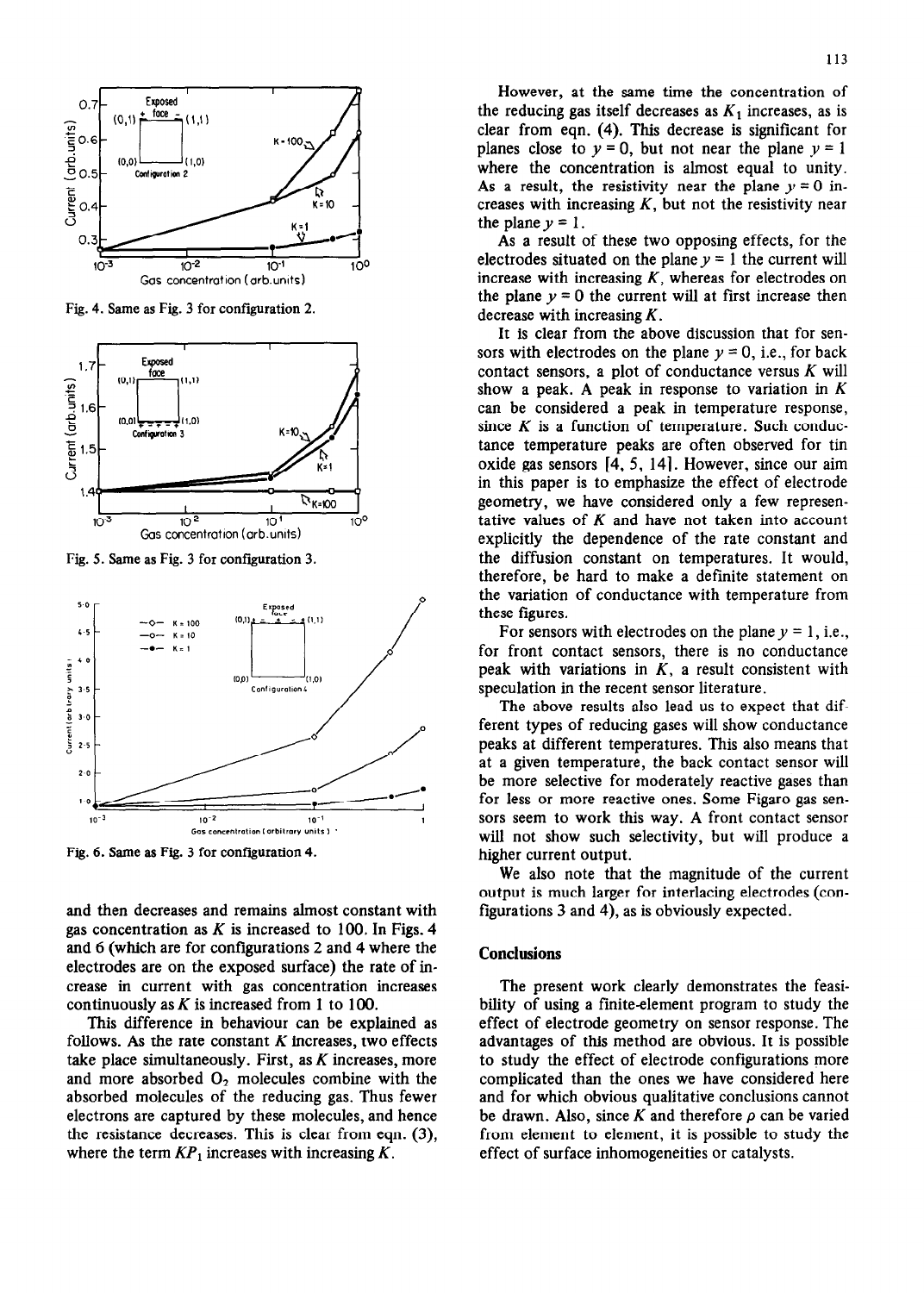0.7
Exposed face
(0,1) + (1,1)
(0,0) (1,0)
Configuration 2
K=100
K=10
K=1
Current (arb.units)
0.6
0.5
0.4
0.3
$10^{-3}$ $10^{-2}$ $10^{-1}$ $10^{0}$
Gas concentration (arb.units)

Fig. 4. Same as Fig. 3 for configuration 2.

1.7
Exposed face
(0,1) (1,1)
(0,0) (1,0)
Configuration 3
K=10
K=1
K=100
Current (arb.units)
1.6
1.5
1.4
$10^{-3}$ $10^{-2}$ $10^{-1}$ $10^{0}$
Gas concentration (arb.units)

Fig. 5. Same as Fig. 3 for configuration 3.

5.0
4.5
4.0
3.5
3.0
2.5
2.0
1.0
K = 100
K = 10
K = 1
Exposed face
(0,1) (1,1)
(0,0) (1,0)
Configuration 4
Current (arbitrary units)
$10^{-3}$ $10^{-2}$ $10^{-1}$ 1
Gas concentration (arbitrary units)

Fig. 6. Same as Fig. 3 for configuration 4.

and then decreases and remains almost constant with gas concentration as $K$ is increased to 100. In Figs. 4 and 6 (which are for configurations 2 and 4 where the electrodes are on the exposed surface) the rate of increase in current with gas concentration increases continuously as $K$ is increased from 1 to 100.

This difference in behaviour can be explained as follows. As the rate constant $K$ increases, two effects take place simultaneously. First, as $K$ increases, more and more absorbed $O_2$ molecules combine with the absorbed molecules of the reducing gas. Thus fewer electrons are captured by these molecules, and hence the resistance decreases. This is clear from eqn. (3), where the term $KP_1$ increases with increasing $K$.

However, at the same time the concentration of the reducing gas itself decreases as $K_1$ increases, as is clear from eqn. (4). This decrease is significant for planes close to $y = 0$, but not near the plane $y = 1$ where the concentration is almost equal to unity. As a result, the resistivity near the plane $y = 0$ increases with increasing $K$, but not the resistivity near the plane $y = 1$.

As a result of these two opposing effects, for the electrodes situated on the plane $y = 1$ the current will increase with increasing $K$, whereas for electrodes on the plane $y = 0$ the current will at first increase then decrease with increasing $K$.

It is clear from the above discussion that for sensors with electrodes on the plane $y = 0$, i.e., for back contact sensors, a plot of conductance versus $K$ will show a peak. A peak in response to variation in $K$ can be considered a peak in temperature response, since $K$ is a function of temperature. Such conductance temperature peaks are often observed for tin oxide gas sensors [4, 5, 14]. However, since our aim in this paper is to emphasize the effect of electrode geometry, we have considered only a few representative values of $K$ and have not taken into account explicitly the dependence of the rate constant and the diffusion constant on temperatures. It would, therefore, be hard to make a definite statement on the variation of conductance with temperature from these figures.

For sensors with electrodes on the plane $y = 1$, i.e., for front contact sensors, there is no conductance peak with variations in $K$, a result consistent with speculation in the recent sensor literature.

The above results also lead us to expect that different types of reducing gases will show conductance peaks at different temperatures. This also means that at a given temperature, the back contact sensor will be more selective for moderately reactive gases than for less or more reactive ones. Some Figaro gas sensors seem to work this way. A front contact sensor will not show such selectivity, but will produce a higher current output.

We also note that the magnitude of the current output is much larger for interlacing electrodes (configurations 3 and 4), as is obviously expected.

## Conclusions

The present work clearly demonstrates the feasibility of using a finite-element program to study the effect of electrode geometry on sensor response. The advantages of this method are obvious. It is possible to study the effect of electrode configurations more complicated than the ones we have considered here and for which obvious qualitative conclusions cannot be drawn. Also, since $K$ and therefore $\rho$ can be varied from element to element, it is possible to study the effect of surface inhomogeneities or catalysts.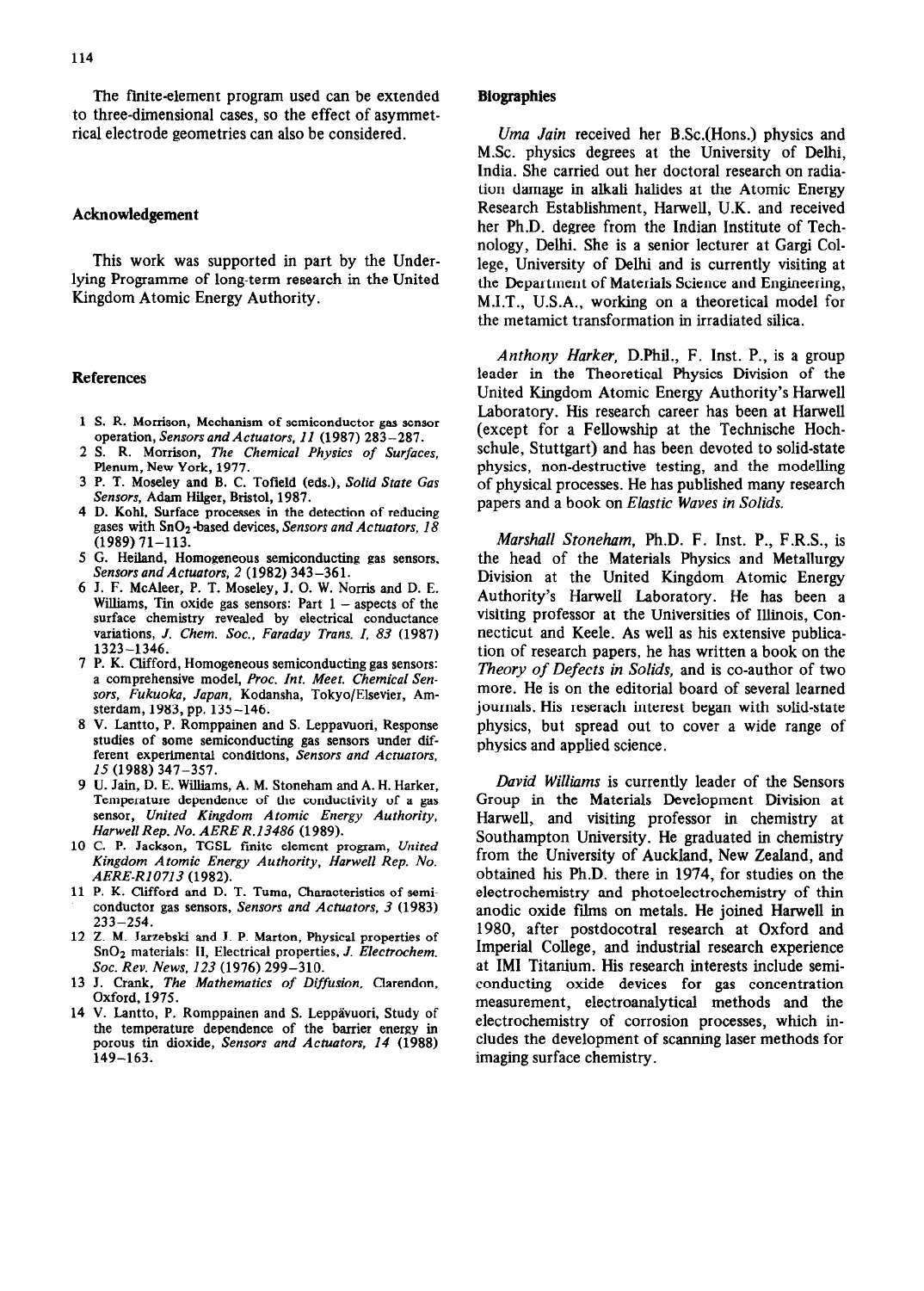The finite-element program used can be extended to three-dimensional cases, so the effect of asymmetrical electrode geometries can also be considered.

## Acknowledgement

This work was supported in part by the Underlying Programme of long-term research in the United Kingdom Atomic Energy Authority.

## References

1. S. R. Morrison, Mechanism of semiconductor gas sensor operation, *Sensors and Actuators, 11* (1987) 283–287.
2. S. R. Morrison, *The Chemical Physics of Surfaces*, Plenum, New York, 1977.
3. P. T. Moseley and B. C. Tofield (eds.), *Solid State Gas Sensors*, Adam Hilger, Bristol, 1987.
4. D. Kohl, Surface processes in the detection of reducing gases with $SnO_2$-based devices, *Sensors and Actuators, 18* (1989) 71–113.
5. G. Heiland, Homogeneous semiconducting gas sensors, *Sensors and Actuators, 2* (1982) 343–361.
6. J. F. McAleer, P. T. Moseley, J. O. W. Norris and D. E. Williams, Tin oxide gas sensors: Part 1 – aspects of the surface chemistry revealed by electrical conductance variations, *J. Chem. Soc., Faraday Trans. I, 83* (1987) 1323–1346.
7. P. K. Clifford, Homogeneous semiconducting gas sensors: a comprehensive model, *Proc. Int. Meet. Chemical Sensors, Fukuoka, Japan*, Kodansha, Tokyo/Elsevier, Amsterdam, 1983, pp. 135–146.
8. V. Lantto, P. Romppainen and S. Leppavuori, Response studies of some semiconducting gas sensors under different experimental conditions, *Sensors and Actuators, 15* (1988) 347–357.
9. U. Jain, D. E. Williams, A. M. Stoneham and A. H. Harker, Temperature dependence of the conductivity of a gas sensor, *United Kingdom Atomic Energy Authority, Harwell Rep. No. AERE R.13486* (1989).
10. C. P. Jackson, TGSL finite element program, *United Kingdom Atomic Energy Authority, Harwell Rep. No. AERE-R10713* (1982).
11. P. K. Clifford and D. T. Tuma, Characteristics of semiconductor gas sensors, *Sensors and Actuators, 3* (1983) 233–254.
12. Z. M. Jarzebski and J. P. Marton, Physical properties of $SnO_2$ materials: II, Electrical properties, *J. Electrochem. Soc. Rev. News, 123* (1976) 299–310.
13. J. Crank, *The Mathematics of Diffusion*, Clarendon, Oxford, 1975.
14. V. Lantto, P. Romppainen and S. Leppävuori, Study of the temperature dependence of the barrier energy in porous tin dioxide, *Sensors and Actuators, 14* (1988) 149–163.

## Biographies

*Uma Jain* received her B.Sc.(Hons.) physics and M.Sc. physics degrees at the University of Delhi, India. She carried out her doctoral research on radiation damage in alkali halides at the Atomic Energy Research Establishment, Harwell, U.K. and received her Ph.D. degree from the Indian Institute of Technology, Delhi. She is a senior lecturer at Gargi College, University of Delhi and is currently visiting at the Department of Materials Science and Engineering, M.I.T., U.S.A., working on a theoretical model for the metamict transformation in irradiated silica.

*Anthony Harker*, D.Phil., F. Inst. P., is a group leader in the Theoretical Physics Division of the United Kingdom Atomic Energy Authority's Harwell Laboratory. His research career has been at Harwell (except for a Fellowship at the Technische Hochschule, Stuttgart) and has been devoted to solid-state physics, non-destructive testing, and the modelling of physical processes. He has published many research papers and a book on *Elastic Waves in Solids*.

*Marshall Stoneham*, Ph.D. F. Inst. P., F.R.S., is the head of the Materials Physics and Metallurgy Division at the United Kingdom Atomic Energy Authority's Harwell Laboratory. He has been a visiting professor at the Universities of Illinois, Connecticut and Keele. As well as his extensive publication of research papers, he has written a book on the *Theory of Defects in Solids*, and is co-author of two more. He is on the editorial board of several learned journals. His reserach interest began with solid-state physics, but spread out to cover a wide range of physics and applied science.

*David Williams* is currently leader of the Sensors Group in the Materials Development Division at Harwell, and visiting professor in chemistry at Southampton University. He graduated in chemistry from the University of Auckland, New Zealand, and obtained his Ph.D. there in 1974, for studies on the electrochemistry and photoelectrochemistry of thin anodic oxide films on metals. He joined Harwell in 1980, after postdocotral research at Oxford and Imperial College, and industrial research experience at IMI Titanium. His research interests include semiconducting oxide devices for gas concentration measurement, electroanalytical methods and the electrochemistry of corrosion processes, which includes the development of scanning laser methods for imaging surface chemistry.